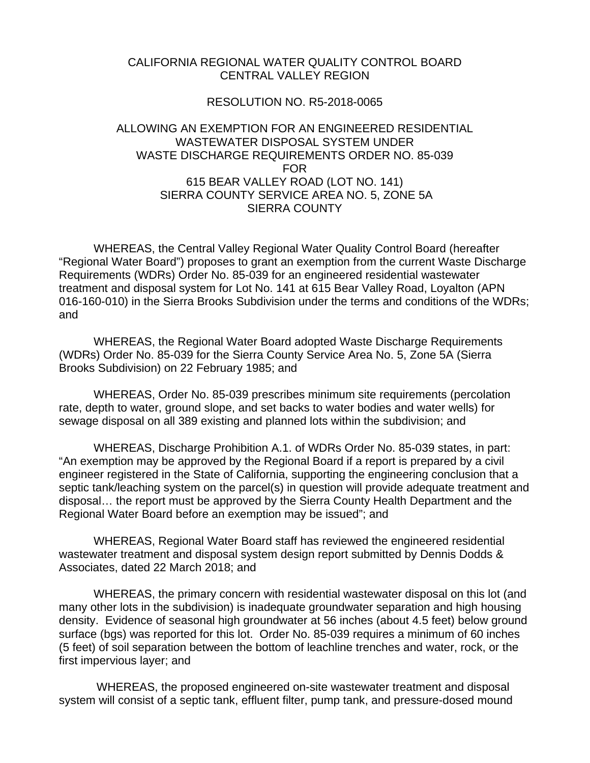CALIFORNIA REGIONAL WATER QUALITY CONTROL BOARD
CENTRAL VALLEY REGION

RESOLUTION NO. R5-2018-0065

ALLOWING AN EXEMPTION FOR AN ENGINEERED RESIDENTIAL WASTEWATER DISPOSAL SYSTEM UNDER WASTE DISCHARGE REQUIREMENTS ORDER NO. 85-039 FOR 615 BEAR VALLEY ROAD (LOT NO. 141) SIERRA COUNTY SERVICE AREA NO. 5, ZONE 5A SIERRA COUNTY

WHEREAS, the Central Valley Regional Water Quality Control Board (hereafter "Regional Water Board") proposes to grant an exemption from the current Waste Discharge Requirements (WDRs) Order No. 85-039 for an engineered residential wastewater treatment and disposal system for Lot No. 141 at 615 Bear Valley Road, Loyalton (APN 016-160-010) in the Sierra Brooks Subdivision under the terms and conditions of the WDRs; and

WHEREAS, the Regional Water Board adopted Waste Discharge Requirements (WDRs) Order No. 85-039 for the Sierra County Service Area No. 5, Zone 5A (Sierra Brooks Subdivision) on 22 February 1985; and

WHEREAS, Order No. 85-039 prescribes minimum site requirements (percolation rate, depth to water, ground slope, and set backs to water bodies and water wells) for sewage disposal on all 389 existing and planned lots within the subdivision; and

WHEREAS, Discharge Prohibition A.1. of WDRs Order No. 85-039 states, in part: "An exemption may be approved by the Regional Board if a report is prepared by a civil engineer registered in the State of California, supporting the engineering conclusion that a septic tank/leaching system on the parcel(s) in question will provide adequate treatment and disposal… the report must be approved by the Sierra County Health Department and the Regional Water Board before an exemption may be issued"; and

WHEREAS, Regional Water Board staff has reviewed the engineered residential wastewater treatment and disposal system design report submitted by Dennis Dodds & Associates, dated 22 March 2018; and

WHEREAS, the primary concern with residential wastewater disposal on this lot (and many other lots in the subdivision) is inadequate groundwater separation and high housing density. Evidence of seasonal high groundwater at 56 inches (about 4.5 feet) below ground surface (bgs) was reported for this lot. Order No. 85-039 requires a minimum of 60 inches (5 feet) of soil separation between the bottom of leachline trenches and water, rock, or the first impervious layer; and

WHEREAS, the proposed engineered on-site wastewater treatment and disposal system will consist of a septic tank, effluent filter, pump tank, and pressure-dosed mound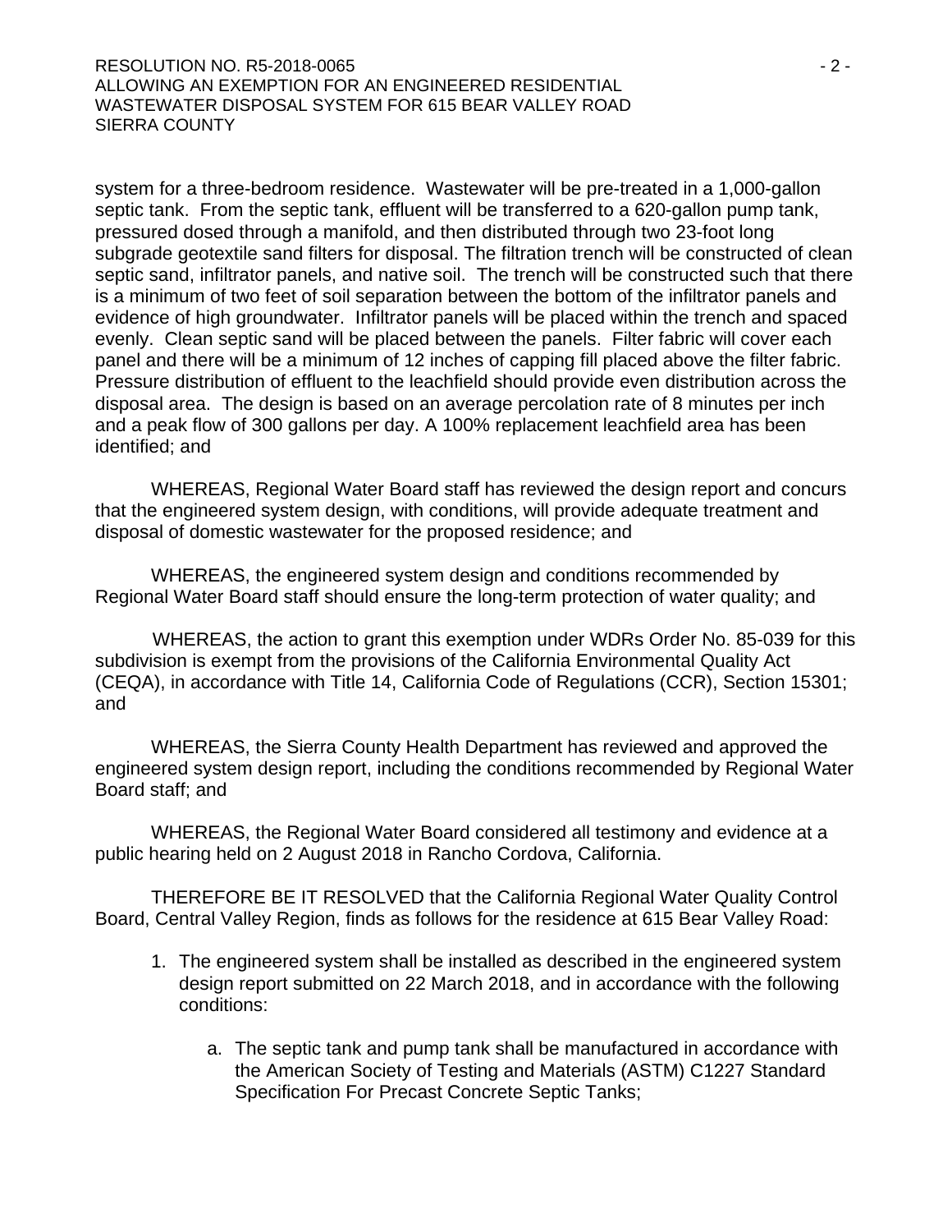system for a three-bedroom residence. Wastewater will be pre-treated in a 1,000-gallon septic tank. From the septic tank, effluent will be transferred to a 620-gallon pump tank, pressured dosed through a manifold, and then distributed through two 23-foot long subgrade geotextile sand filters for disposal. The filtration trench will be constructed of clean septic sand, infiltrator panels, and native soil. The trench will be constructed such that there is a minimum of two feet of soil separation between the bottom of the infiltrator panels and evidence of high groundwater. Infiltrator panels will be placed within the trench and spaced evenly. Clean septic sand will be placed between the panels. Filter fabric will cover each panel and there will be a minimum of 12 inches of capping fill placed above the filter fabric. Pressure distribution of effluent to the leachfield should provide even distribution across the disposal area. The design is based on an average percolation rate of 8 minutes per inch and a peak flow of 300 gallons per day. A 100% replacement leachfield area has been identified; and

WHEREAS, Regional Water Board staff has reviewed the design report and concurs that the engineered system design, with conditions, will provide adequate treatment and disposal of domestic wastewater for the proposed residence; and

WHEREAS, the engineered system design and conditions recommended by Regional Water Board staff should ensure the long-term protection of water quality; and

WHEREAS, the action to grant this exemption under WDRs Order No. 85-039 for this subdivision is exempt from the provisions of the California Environmental Quality Act (CEQA), in accordance with Title 14, California Code of Regulations (CCR), Section 15301; and

WHEREAS, the Sierra County Health Department has reviewed and approved the engineered system design report, including the conditions recommended by Regional Water Board staff; and

WHEREAS, the Regional Water Board considered all testimony and evidence at a public hearing held on 2 August 2018 in Rancho Cordova, California.

THEREFORE BE IT RESOLVED that the California Regional Water Quality Control Board, Central Valley Region, finds as follows for the residence at 615 Bear Valley Road:

1. The engineered system shall be installed as described in the engineered system design report submitted on 22 March 2018, and in accordance with the following conditions:

    a. The septic tank and pump tank shall be manufactured in accordance with the American Society of Testing and Materials (ASTM) C1227 Standard Specification For Precast Concrete Septic Tanks;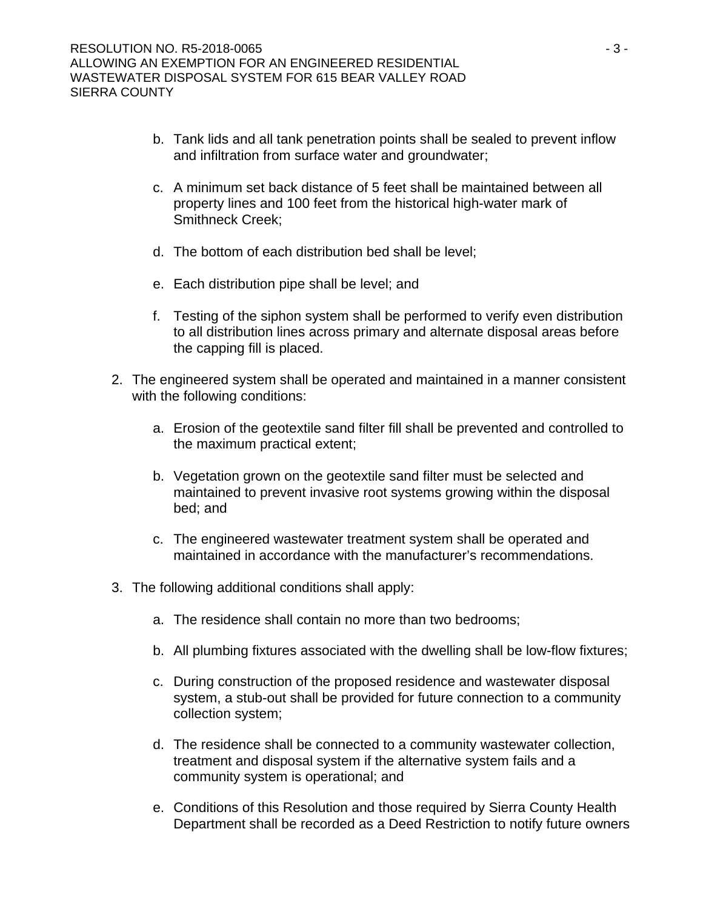b. Tank lids and all tank penetration points shall be sealed to prevent inflow and infiltration from surface water and groundwater;

   c. A minimum set back distance of 5 feet shall be maintained between all property lines and 100 feet from the historical high-water mark of Smithneck Creek;

   d. The bottom of each distribution bed shall be level;

   e. Each distribution pipe shall be level; and

   f. Testing of the siphon system shall be performed to verify even distribution to all distribution lines across primary and alternate disposal areas before the capping fill is placed.

2. The engineered system shall be operated and maintained in a manner consistent with the following conditions:

   a. Erosion of the geotextile sand filter fill shall be prevented and controlled to the maximum practical extent;

   b. Vegetation grown on the geotextile sand filter must be selected and maintained to prevent invasive root systems growing within the disposal bed; and

   c. The engineered wastewater treatment system shall be operated and maintained in accordance with the manufacturer's recommendations.

3. The following additional conditions shall apply:

   a. The residence shall contain no more than two bedrooms;

   b. All plumbing fixtures associated with the dwelling shall be low-flow fixtures;

   c. During construction of the proposed residence and wastewater disposal system, a stub-out shall be provided for future connection to a community collection system;

   d. The residence shall be connected to a community wastewater collection, treatment and disposal system if the alternative system fails and a community system is operational; and

   e. Conditions of this Resolution and those required by Sierra County Health Department shall be recorded as a Deed Restriction to notify future owners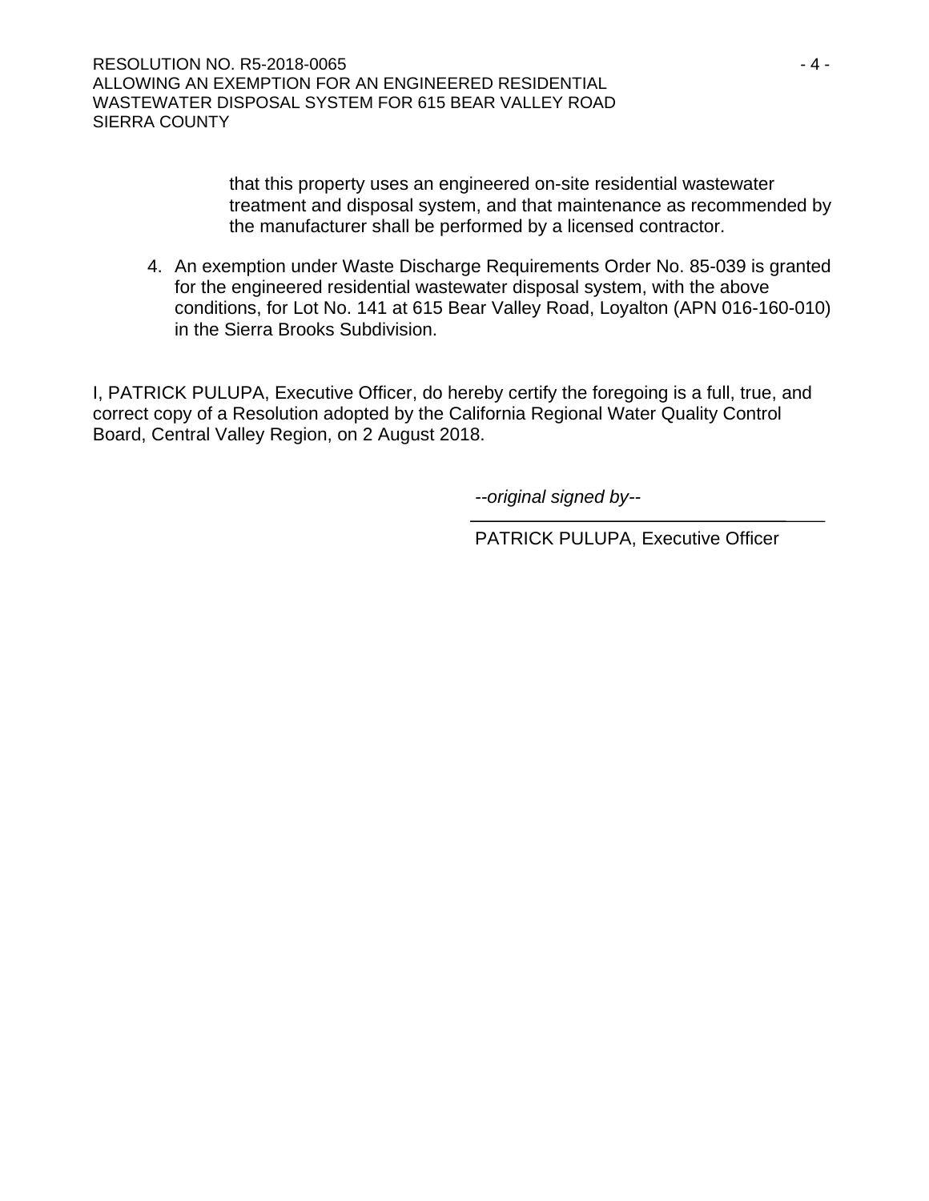that this property uses an engineered on-site residential wastewater treatment and disposal system, and that maintenance as recommended by the manufacturer shall be performed by a licensed contractor.

4. An exemption under Waste Discharge Requirements Order No. 85-039 is granted for the engineered residential wastewater disposal system, with the above conditions, for Lot No. 141 at 615 Bear Valley Road, Loyalton (APN 016-160-010) in the Sierra Brooks Subdivision.

I, PATRICK PULUPA, Executive Officer, do hereby certify the foregoing is a full, true, and correct copy of a Resolution adopted by the California Regional Water Quality Control Board, Central Valley Region, on 2 August 2018.

*--original signed by--*

PATRICK PULUPA, Executive Officer